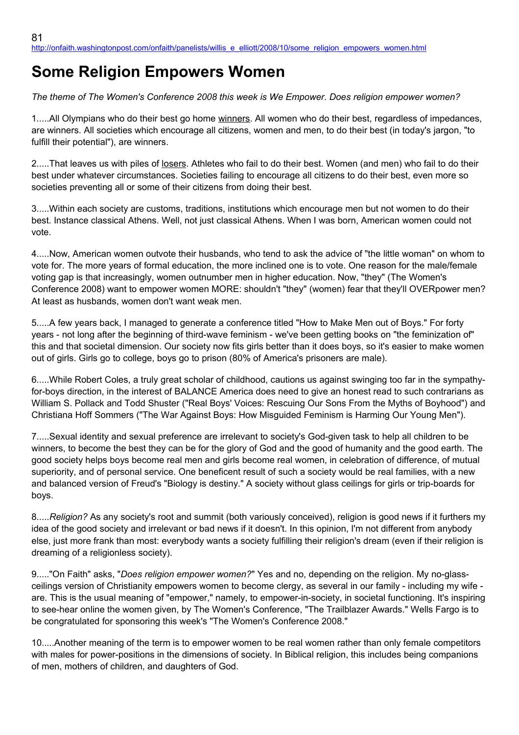81
http://onfaith.washingtonpost.com/onfaith/panelists/willis_e_elliott/2008/10/some_religion_empowers_women.html

# Some Religion Empowers Women

*The theme of The Women's Conference 2008 this week is We Empower. Does religion empower women?*

1.....All Olympians who do their best go home winners. All women who do their best, regardless of impedances, are winners. All societies which encourage all citizens, women and men, to do their best (in today's jargon, "to fulfill their potential"), are winners.

2.....That leaves us with piles of losers. Athletes who fail to do their best. Women (and men) who fail to do their best under whatever circumstances. Societies failing to encourage all citizens to do their best, even more so societies preventing all or some of their citizens from doing their best.

3.....Within each society are customs, traditions, institutions which encourage men but not women to do their best. Instance classical Athens. Well, not just classical Athens. When I was born, American women could not vote.

4.....Now, American women outvote their husbands, who tend to ask the advice of "the little woman" on whom to vote for. The more years of formal education, the more inclined one is to vote. One reason for the male/female voting gap is that increasingly, women outnumber men in higher education. Now, "they" (The Women's Conference 2008) want to empower women MORE: shouldn't "they" (women) fear that they'll OVERpower men? At least as husbands, women don't want weak men.

5.....A few years back, I managed to generate a conference titled "How to Make Men out of Boys." For forty years - not long after the beginning of third-wave feminism - we've been getting books on "the feminization of" this and that societal dimension. Our society now fits girls better than it does boys, so it's easier to make women out of girls. Girls go to college, boys go to prison (80% of America's prisoners are male).

6.....While Robert Coles, a truly great scholar of childhood, cautions us against swinging too far in the sympathy-for-boys direction, in the interest of BALANCE America does need to give an honest read to such contrarians as William S. Pollack and Todd Shuster ("Real Boys' Voices: Rescuing Our Sons From the Myths of Boyhood") and Christiana Hoff Sommers ("The War Against Boys: How Misguided Feminism is Harming Our Young Men").

7.....Sexual identity and sexual preference are irrelevant to society's God-given task to help all children to be winners, to become the best they can be for the glory of God and the good of humanity and the good earth. The good society helps boys become real men and girls become real women, in celebration of difference, of mutual superiority, and of personal service. One beneficent result of such a society would be real families, with a new and balanced version of Freud's "Biology is destiny." A society without glass ceilings for girls or trip-boards for boys.

8.....*Religion?* As any society's root and summit (both variously conceived), religion is good news if it furthers my idea of the good society and irrelevant or bad news if it doesn't. In this opinion, I'm not different from anybody else, just more frank than most: everybody wants a society fulfilling their religion's dream (even if their religion is dreaming of a religionless society).

9....."On Faith" asks, "*Does religion empower women?*" Yes and no, depending on the religion. My no-glass-ceilings version of Christianity empowers women to become clergy, as several in our family - including my wife - are. This is the usual meaning of "empower," namely, to empower-in-society, in societal functioning. It's inspiring to see-hear online the women given, by The Women's Conference, "The Trailblazer Awards." Wells Fargo is to be congratulated for sponsoring this week's "The Women's Conference 2008."

10.....Another meaning of the term is to empower women to be real women rather than only female competitors with males for power-positions in the dimensions of society. In Biblical religion, this includes being companions of men, mothers of children, and daughters of God.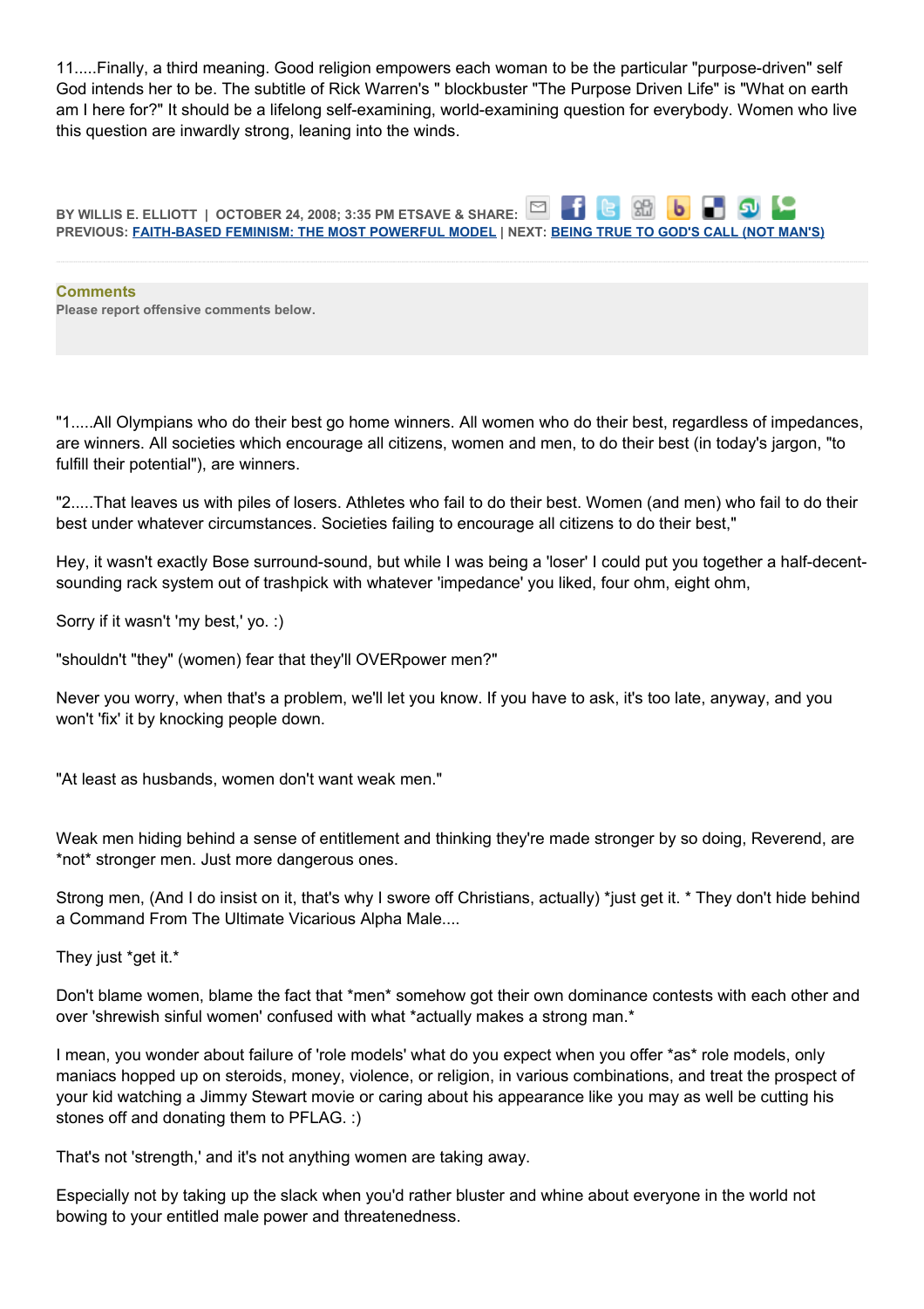11.....Finally, a third meaning. Good religion empowers each woman to be the particular "purpose-driven" self God intends her to be. The subtitle of Rick Warren's " blockbuster "The Purpose Driven Life" is "What on earth am I here for?" It should be a lifelong self-examining, world-examining question for everybody. Women who live this question are inwardly strong, leaning into the winds.

**BY WILLIS E. ELLIOTT | OCTOBER 24, 2008; 3:35 PM ET SAVE & SHARE:**
**PREVIOUS: FAITH-BASED FEMINISM: THE MOST POWERFUL MODEL | NEXT: BEING TRUE TO GOD'S CALL (NOT MAN'S)**

**Comments**
**Please report offensive comments below.**

"1.....All Olympians who do their best go home winners. All women who do their best, regardless of impedances, are winners. All societies which encourage all citizens, women and men, to do their best (in today's jargon, "to fulfill their potential"), are winners.

"2.....That leaves us with piles of losers. Athletes who fail to do their best. Women (and men) who fail to do their best under whatever circumstances. Societies failing to encourage all citizens to do their best,"

Hey, it wasn't exactly Bose surround-sound, but while I was being a 'loser' I could put you together a half-decent-sounding rack system out of trashpick with whatever 'impedance' you liked, four ohm, eight ohm,

Sorry if it wasn't 'my best,' yo. :)

"shouldn't "they" (women) fear that they'll OVERpower men?"

Never you worry, when that's a problem, we'll let you know. If you have to ask, it's too late, anyway, and you won't 'fix' it by knocking people down.

"At least as husbands, women don't want weak men."

Weak men hiding behind a sense of entitlement and thinking they're made stronger by so doing, Reverend, are *not* stronger men. Just more dangerous ones.

Strong men, (And I do insist on it, that's why I swore off Christians, actually) *just get it.* They don't hide behind a Command From The Ultimate Vicarious Alpha Male....

They just *get it.*

Don't blame women, blame the fact that *men* somehow got their own dominance contests with each other and over 'shrewish sinful women' confused with what *actually makes a strong man.*

I mean, you wonder about failure of 'role models' what do you expect when you offer *as* role models, only maniacs hopped up on steroids, money, violence, or religion, in various combinations, and treat the prospect of your kid watching a Jimmy Stewart movie or caring about his appearance like you may as well be cutting his stones off and donating them to PFLAG. :)

That's not 'strength,' and it's not anything women are taking away.

Especially not by taking up the slack when you'd rather bluster and whine about everyone in the world not bowing to your entitled male power and threatenedness.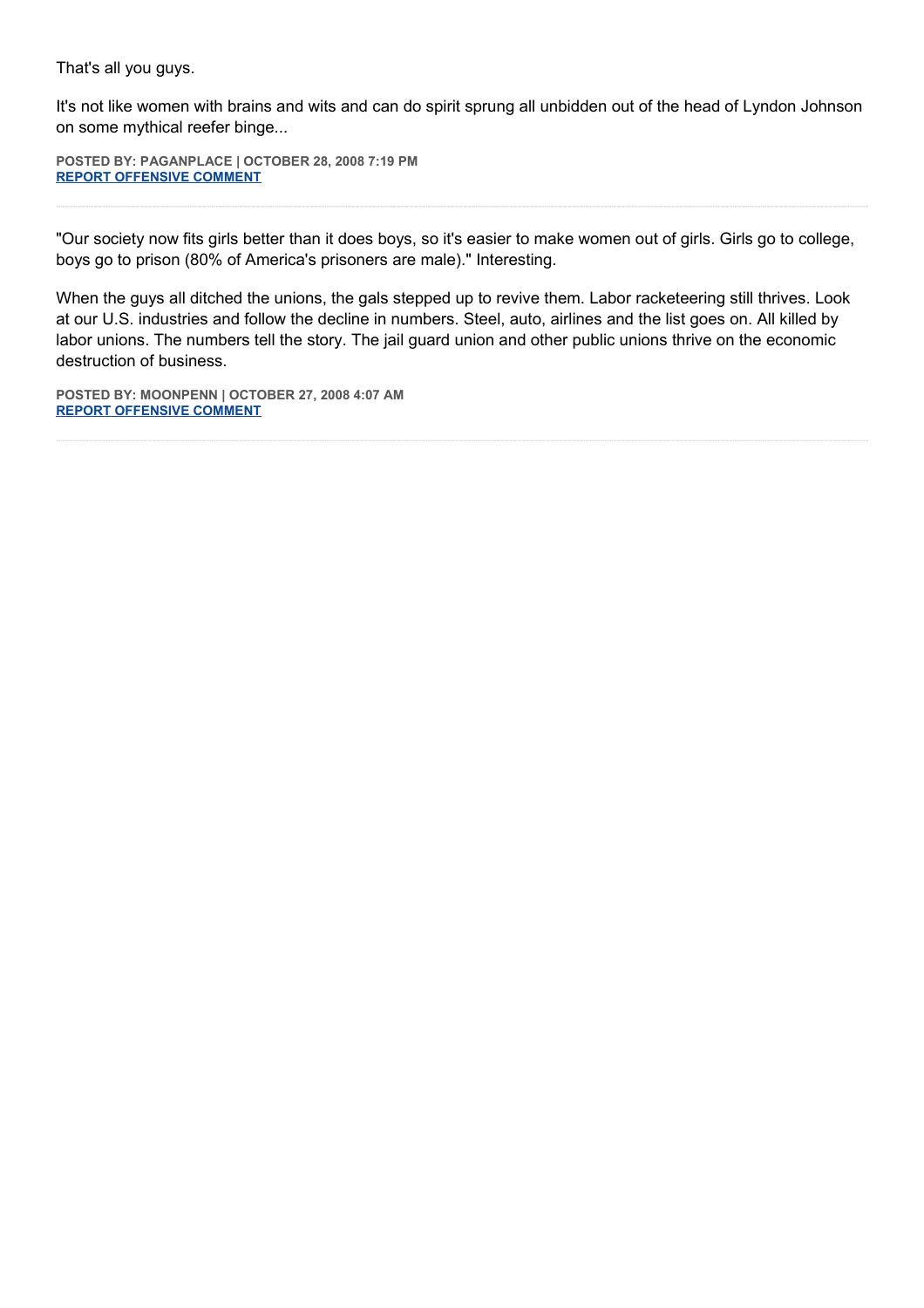That's all you guys.

It's not like women with brains and wits and can do spirit sprung all unbidden out of the head of Lyndon Johnson on some mythical reefer binge...

**POSTED BY: PAGANPLACE | OCTOBER 28, 2008 7:19 PM**
**REPORT OFFENSIVE COMMENT**

---

"Our society now fits girls better than it does boys, so it's easier to make women out of girls. Girls go to college, boys go to prison (80% of America's prisoners are male)." Interesting.

When the guys all ditched the unions, the gals stepped up to revive them. Labor racketeering still thrives. Look at our U.S. industries and follow the decline in numbers. Steel, auto, airlines and the list goes on. All killed by labor unions. The numbers tell the story. The jail guard union and other public unions thrive on the economic destruction of business.

**POSTED BY: MOONPENN | OCTOBER 27, 2008 4:07 AM**
**REPORT OFFENSIVE COMMENT**

---